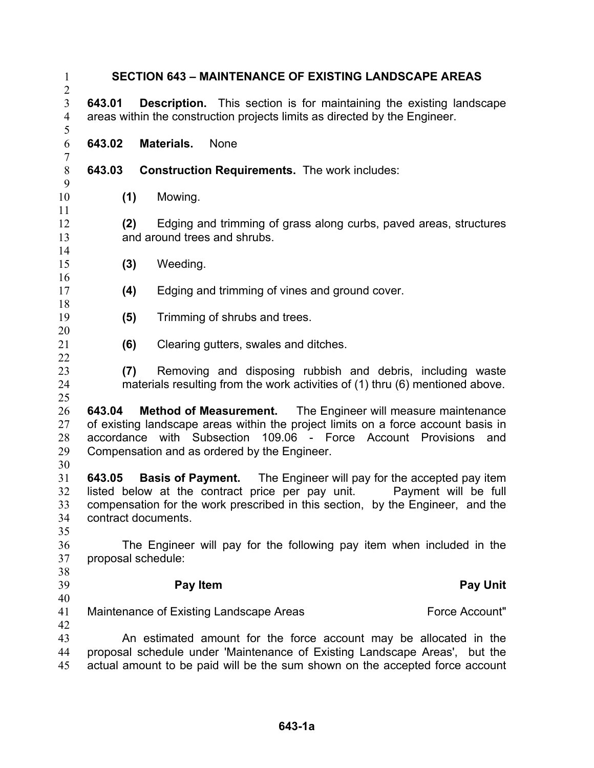# SECTION 643 – MAINTENANCE OF EXISTING LANDSCAPE AREAS

**643.01 Description.** This section is for maintaining the existing landscape areas within the construction projects limits as directed by the Engineer.

**643.02 Materials.** None

**643.03 Construction Requirements.** The work includes:

**(1)** Mowing.

**(2)** Edging and trimming of grass along curbs, paved areas, structures and around trees and shrubs.

**(3)** Weeding.

**(4)** Edging and trimming of vines and ground cover.

**(5)** Trimming of shrubs and trees.

**(6)** Clearing gutters, swales and ditches.

**(7)** Removing and disposing rubbish and debris, including waste materials resulting from the work activities of (1) thru (6) mentioned above.

**643.04 Method of Measurement.** The Engineer will measure maintenance of existing landscape areas within the project limits on a force account basis in accordance with Subsection 109.06 - Force Account Provisions and Compensation and as ordered by the Engineer.

**643.05 Basis of Payment.** The Engineer will pay for the accepted pay item listed below at the contract price per pay unit. Payment will be full compensation for the work prescribed in this section, by the Engineer, and the contract documents.

The Engineer will pay for the following pay item when included in the proposal schedule:

| Pay Item | Pay Unit |
|---|---|
| Maintenance of Existing Landscape Areas | Force Account" |

An estimated amount for the force account may be allocated in the proposal schedule under 'Maintenance of Existing Landscape Areas', but the actual amount to be paid will be the sum shown on the accepted force account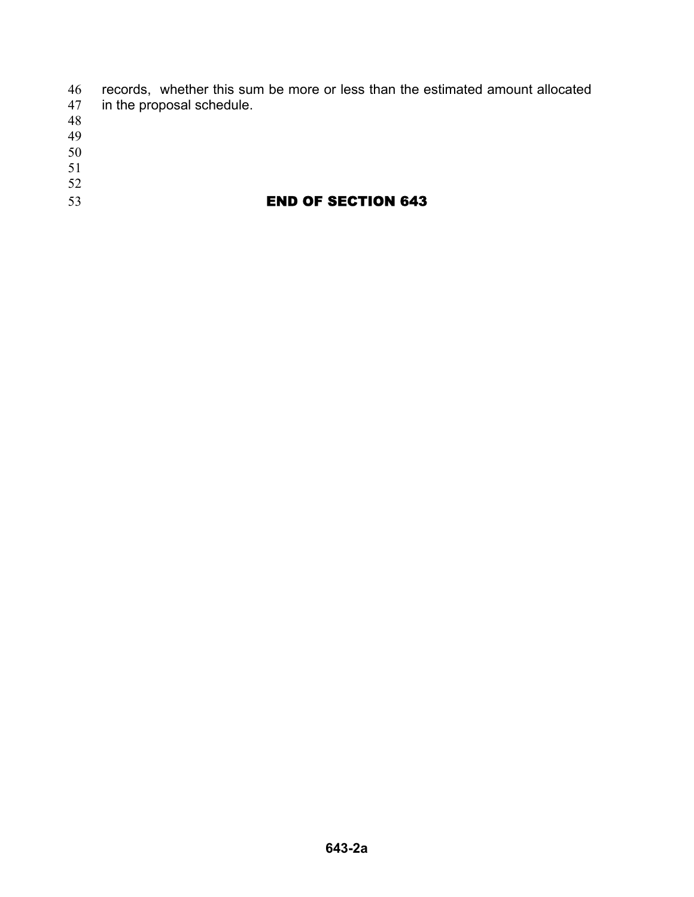records, whether this sum be more or less than the estimated amount allocated in the proposal schedule.

## END OF SECTION 643